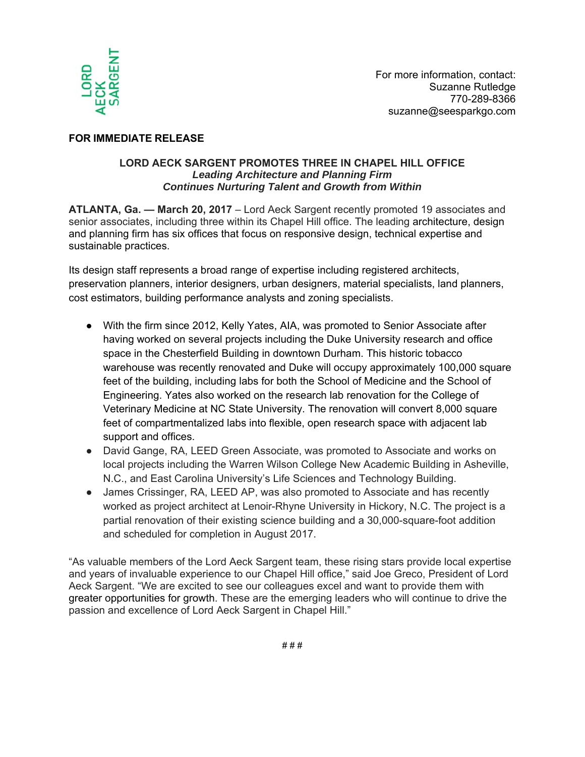LORD AECK SARGENT

For more information, contact:
Suzanne Rutledge
770-289-8366
suzanne@seesparkgo.com

**FOR IMMEDIATE RELEASE**

## LORD AECK SARGENT PROMOTES THREE IN CHAPEL HILL OFFICE

***Leading Architecture and Planning Firm***
***Continues Nurturing Talent and Growth from Within***

**ATLANTA, Ga. — March 20, 2017** – Lord Aeck Sargent recently promoted 19 associates and senior associates, including three within its Chapel Hill office. The leading architecture, design and planning firm has six offices that focus on responsive design, technical expertise and sustainable practices.

Its design staff represents a broad range of expertise including registered architects, preservation planners, interior designers, urban designers, material specialists, land planners, cost estimators, building performance analysts and zoning specialists.

- With the firm since 2012, Kelly Yates, AIA, was promoted to Senior Associate after having worked on several projects including the Duke University research and office space in the Chesterfield Building in downtown Durham. This historic tobacco warehouse was recently renovated and Duke will occupy approximately 100,000 square feet of the building, including labs for both the School of Medicine and the School of Engineering. Yates also worked on the research lab renovation for the College of Veterinary Medicine at NC State University. The renovation will convert 8,000 square feet of compartmentalized labs into flexible, open research space with adjacent lab support and offices.
- David Gange, RA, LEED Green Associate, was promoted to Associate and works on local projects including the Warren Wilson College New Academic Building in Asheville, N.C., and East Carolina University's Life Sciences and Technology Building.
- James Crissinger, RA, LEED AP, was also promoted to Associate and has recently worked as project architect at Lenoir-Rhyne University in Hickory, N.C. The project is a partial renovation of their existing science building and a 30,000-square-foot addition and scheduled for completion in August 2017.

"As valuable members of the Lord Aeck Sargent team, these rising stars provide local expertise and years of invaluable experience to our Chapel Hill office," said Joe Greco, President of Lord Aeck Sargent. "We are excited to see our colleagues excel and want to provide them with greater opportunities for growth. These are the emerging leaders who will continue to drive the passion and excellence of Lord Aeck Sargent in Chapel Hill."

# # #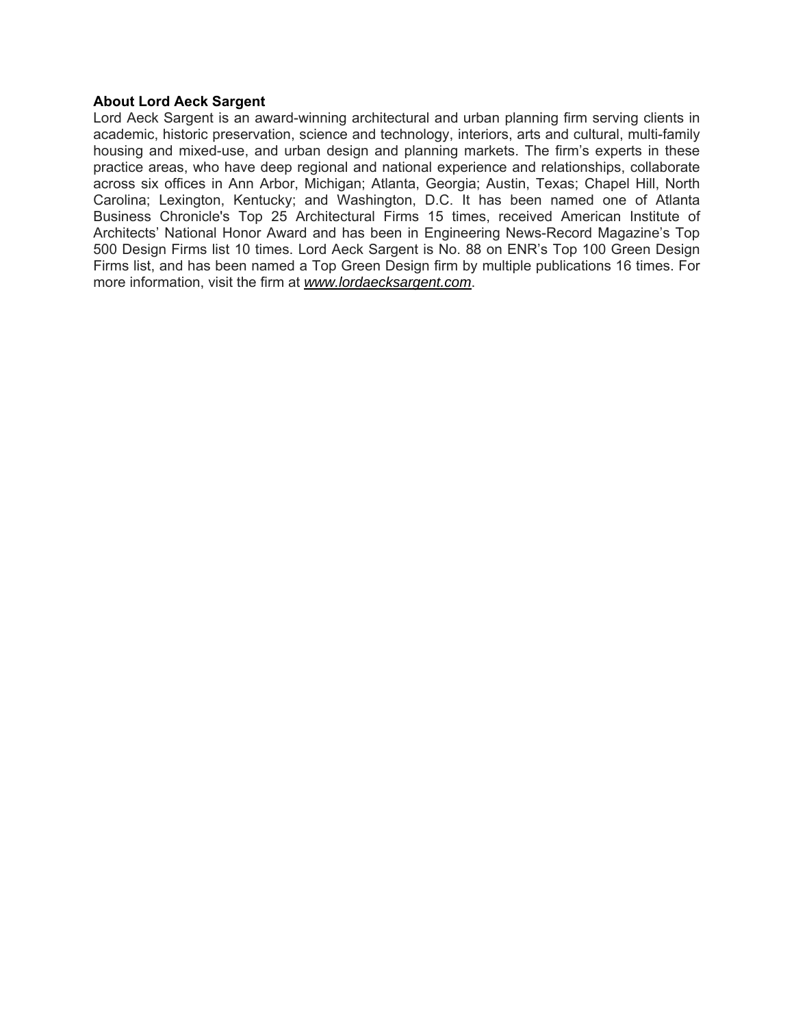**About Lord Aeck Sargent**

Lord Aeck Sargent is an award-winning architectural and urban planning firm serving clients in academic, historic preservation, science and technology, interiors, arts and cultural, multi-family housing and mixed-use, and urban design and planning markets. The firm's experts in these practice areas, who have deep regional and national experience and relationships, collaborate across six offices in Ann Arbor, Michigan; Atlanta, Georgia; Austin, Texas; Chapel Hill, North Carolina; Lexington, Kentucky; and Washington, D.C. It has been named one of Atlanta Business Chronicle's Top 25 Architectural Firms 15 times, received American Institute of Architects' National Honor Award and has been in Engineering News-Record Magazine's Top 500 Design Firms list 10 times. Lord Aeck Sargent is No. 88 on ENR's Top 100 Green Design Firms list, and has been named a Top Green Design firm by multiple publications 16 times. For more information, visit the firm at *www.lordaecksargent.com*.